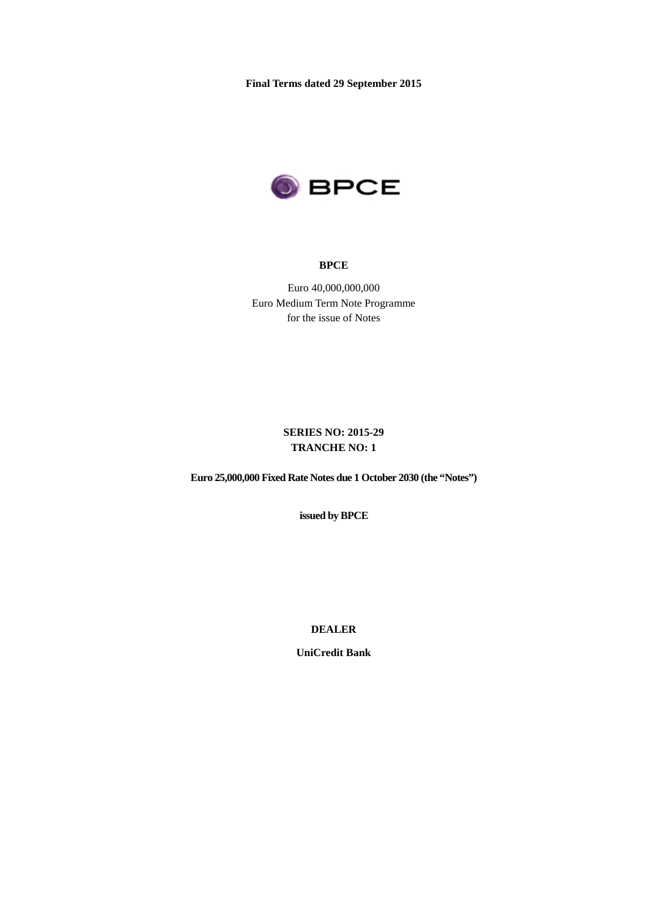**Final Terms dated 29 September 2015**

# BPCE

Euro 40,000,000,000
Euro Medium Term Note Programme
for the issue of Notes

**SERIES NO: 2015-29**
**TRANCHE NO: 1**

**Euro 25,000,000 Fixed Rate Notes due 1 October 2030 (the "Notes")**

**issued by BPCE**

**DEALER**

**UniCredit Bank**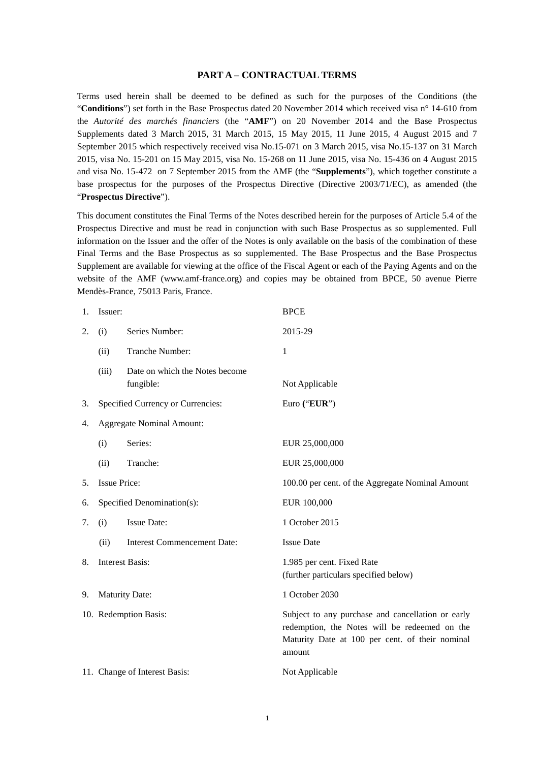# PART A – CONTRACTUAL TERMS

Terms used herein shall be deemed to be defined as such for the purposes of the Conditions (the "**Conditions**") set forth in the Base Prospectus dated 20 November 2014 which received visa n° 14-610 from the *Autorité des marchés financiers* (the "**AMF**") on 20 November 2014 and the Base Prospectus Supplements dated 3 March 2015, 31 March 2015, 15 May 2015, 11 June 2015, 4 August 2015 and 7 September 2015 which respectively received visa No.15-071 on 3 March 2015, visa No.15-137 on 31 March 2015, visa No. 15-201 on 15 May 2015, visa No. 15-268 on 11 June 2015, visa No. 15-436 on 4 August 2015 and visa No. 15-472 on 7 September 2015 from the AMF (the "**Supplements**"), which together constitute a base prospectus for the purposes of the Prospectus Directive (Directive 2003/71/EC), as amended (the "**Prospectus Directive**").

This document constitutes the Final Terms of the Notes described herein for the purposes of Article 5.4 of the Prospectus Directive and must be read in conjunction with such Base Prospectus as so supplemented. Full information on the Issuer and the offer of the Notes is only available on the basis of the combination of these Final Terms and the Base Prospectus as so supplemented. The Base Prospectus and the Base Prospectus Supplement are available for viewing at the office of the Fiscal Agent or each of the Paying Agents and on the website of the AMF (www.amf-france.org) and copies may be obtained from BPCE, 50 avenue Pierre Mendès-France, 75013 Paris, France.

| | | | |
|---|---|---|---|
| 1. | Issuer: | | BPCE |
| 2. | (i) | Series Number: | 2015-29 |
| | (ii) | Tranche Number: | 1 |
| | (iii) | Date on which the Notes become fungible: | Not Applicable |
| 3. | Specified Currency or Currencies: | | Euro ("**EUR**") |
| 4. | Aggregate Nominal Amount: | | |
| | (i) | Series: | EUR 25,000,000 |
| | (ii) | Tranche: | EUR 25,000,000 |
| 5. | Issue Price: | | 100.00 per cent. of the Aggregate Nominal Amount |
| 6. | Specified Denomination(s): | | EUR 100,000 |
| 7. | (i) | Issue Date: | 1 October 2015 |
| | (ii) | Interest Commencement Date: | Issue Date |
| 8. | Interest Basis: | | 1.985 per cent. Fixed Rate (further particulars specified below) |
| 9. | Maturity Date: | | 1 October 2030 |
| 10. | Redemption Basis: | | Subject to any purchase and cancellation or early redemption, the Notes will be redeemed on the Maturity Date at 100 per cent. of their nominal amount |
| 11. | Change of Interest Basis: | | Not Applicable |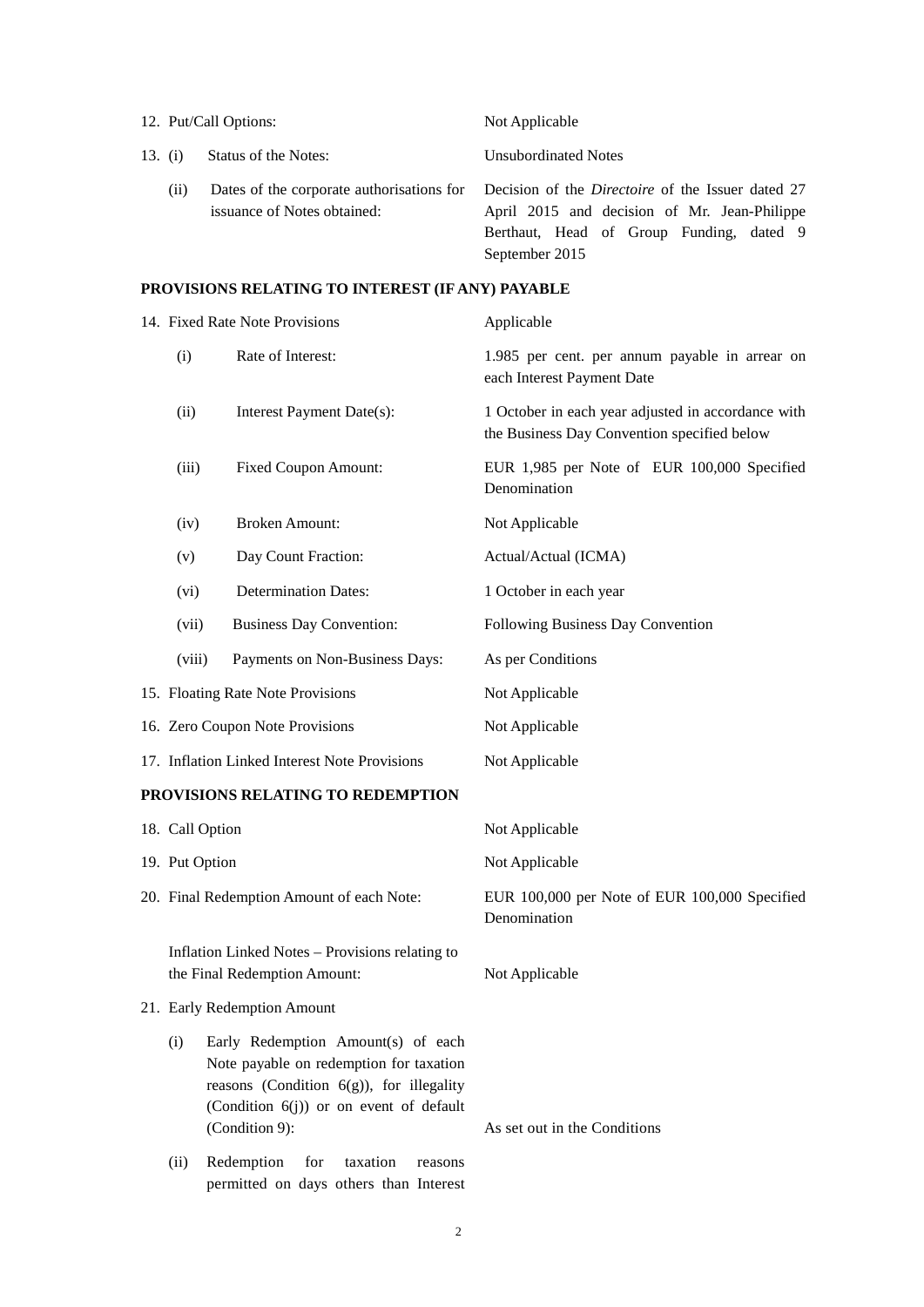| | | |
|---|---|---|
| 12. | Put/Call Options: | Not Applicable |
| 13. (i) | Status of the Notes: | Unsubordinated Notes |
| (ii) | Dates of the corporate authorisations for issuance of Notes obtained: | Decision of the *Directoire* of the Issuer dated 27 April 2015 and decision of Mr. Jean-Philippe Berthaut, Head of Group Funding, dated 9 September 2015 |

**PROVISIONS RELATING TO INTEREST (IF ANY) PAYABLE**

| | | |
|---|---|---|
| 14. | Fixed Rate Note Provisions | Applicable |
| (i) | Rate of Interest: | 1.985 per cent. per annum payable in arrear on each Interest Payment Date |
| (ii) | Interest Payment Date(s): | 1 October in each year adjusted in accordance with the Business Day Convention specified below |
| (iii) | Fixed Coupon Amount: | EUR 1,985 per Note of EUR 100,000 Specified Denomination |
| (iv) | Broken Amount: | Not Applicable |
| (v) | Day Count Fraction: | Actual/Actual (ICMA) |
| (vi) | Determination Dates: | 1 October in each year |
| (vii) | Business Day Convention: | Following Business Day Convention |
| (viii) | Payments on Non-Business Days: | As per Conditions |
| 15. | Floating Rate Note Provisions | Not Applicable |
| 16. | Zero Coupon Note Provisions | Not Applicable |
| 17. | Inflation Linked Interest Note Provisions | Not Applicable |

**PROVISIONS RELATING TO REDEMPTION**

| | | |
|---|---|---|
| 18. | Call Option | Not Applicable |
| 19. | Put Option | Not Applicable |
| 20. | Final Redemption Amount of each Note: | EUR 100,000 per Note of EUR 100,000 Specified Denomination |
| | Inflation Linked Notes – Provisions relating to the Final Redemption Amount: | Not Applicable |
| 21. | Early Redemption Amount | |
| (i) | Early Redemption Amount(s) of each Note payable on redemption for taxation reasons (Condition 6(g)), for illegality (Condition 6(j)) or on event of default (Condition 9): | As set out in the Conditions |
| (ii) | Redemption for taxation reasons permitted on days others than Interest | |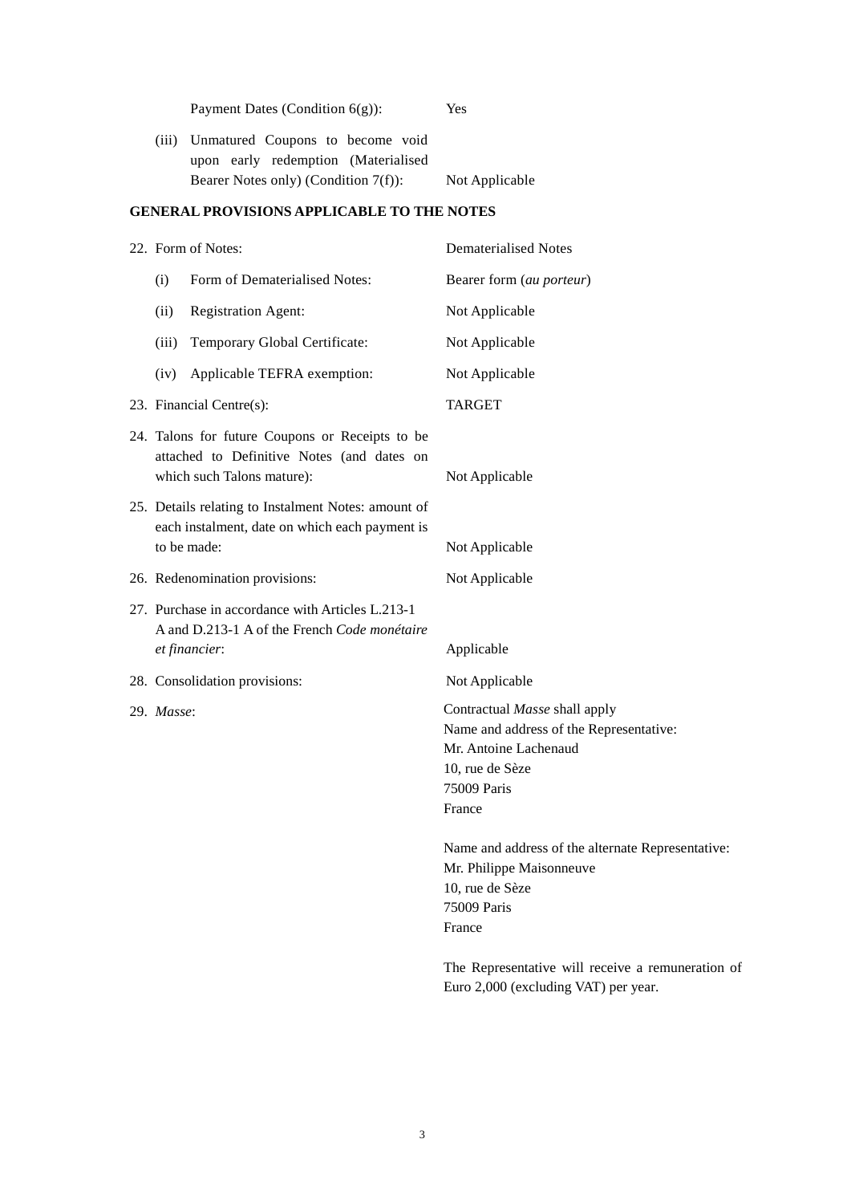| | |
|---|---|
| Payment Dates (Condition 6(g)): | Yes |
| (iii) Unmatured Coupons to become void upon early redemption (Materialised Bearer Notes only) (Condition 7(f)): | Not Applicable |

**GENERAL PROVISIONS APPLICABLE TO THE NOTES**

| | |
|---|---|
| 22. Form of Notes: | Dematerialised Notes |
| (i) Form of Dematerialised Notes: | Bearer form (*au porteur*) |
| (ii) Registration Agent: | Not Applicable |
| (iii) Temporary Global Certificate: | Not Applicable |
| (iv) Applicable TEFRA exemption: | Not Applicable |
| 23. Financial Centre(s): | TARGET |
| 24. Talons for future Coupons or Receipts to be attached to Definitive Notes (and dates on which such Talons mature): | Not Applicable |
| 25. Details relating to Instalment Notes: amount of each instalment, date on which each payment is to be made: | Not Applicable |
| 26. Redenomination provisions: | Not Applicable |
| 27. Purchase in accordance with Articles L.213-1 A and D.213-1 A of the French *Code monétaire et financier*: | Applicable |
| 28. Consolidation provisions: | Not Applicable |
| 29. *Masse*: | Contractual *Masse* shall apply<br>Name and address of the Representative:<br>Mr. Antoine Lachenaud<br>10, rue de Sèze<br>75009 Paris<br>France<br><br>Name and address of the alternate Representative:<br>Mr. Philippe Maisonneuve<br>10, rue de Sèze<br>75009 Paris<br>France<br><br>The Representative will receive a remuneration of Euro 2,000 (excluding VAT) per year. |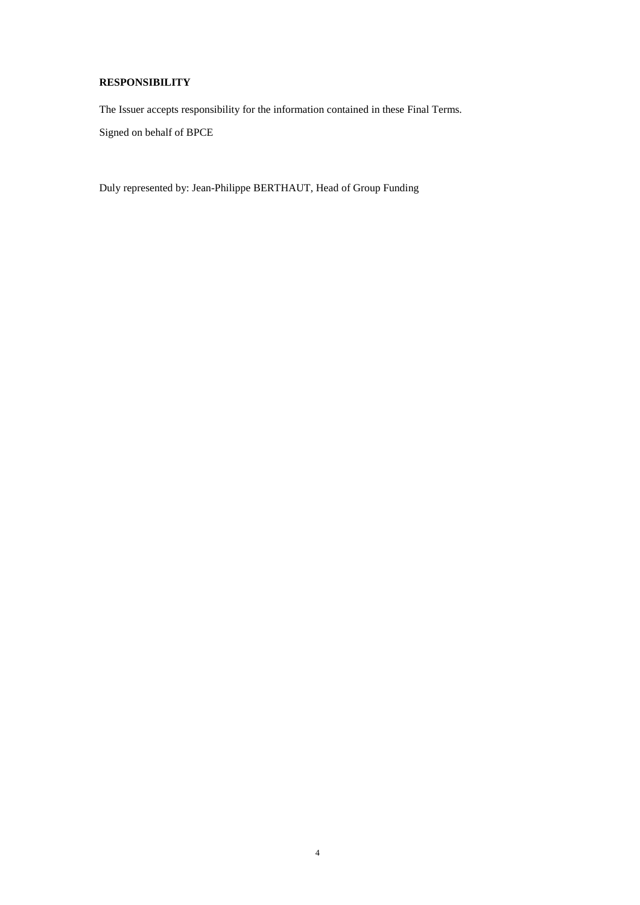**RESPONSIBILITY**

The Issuer accepts responsibility for the information contained in these Final Terms.

Signed on behalf of BPCE

Duly represented by: Jean-Philippe BERTHAUT, Head of Group Funding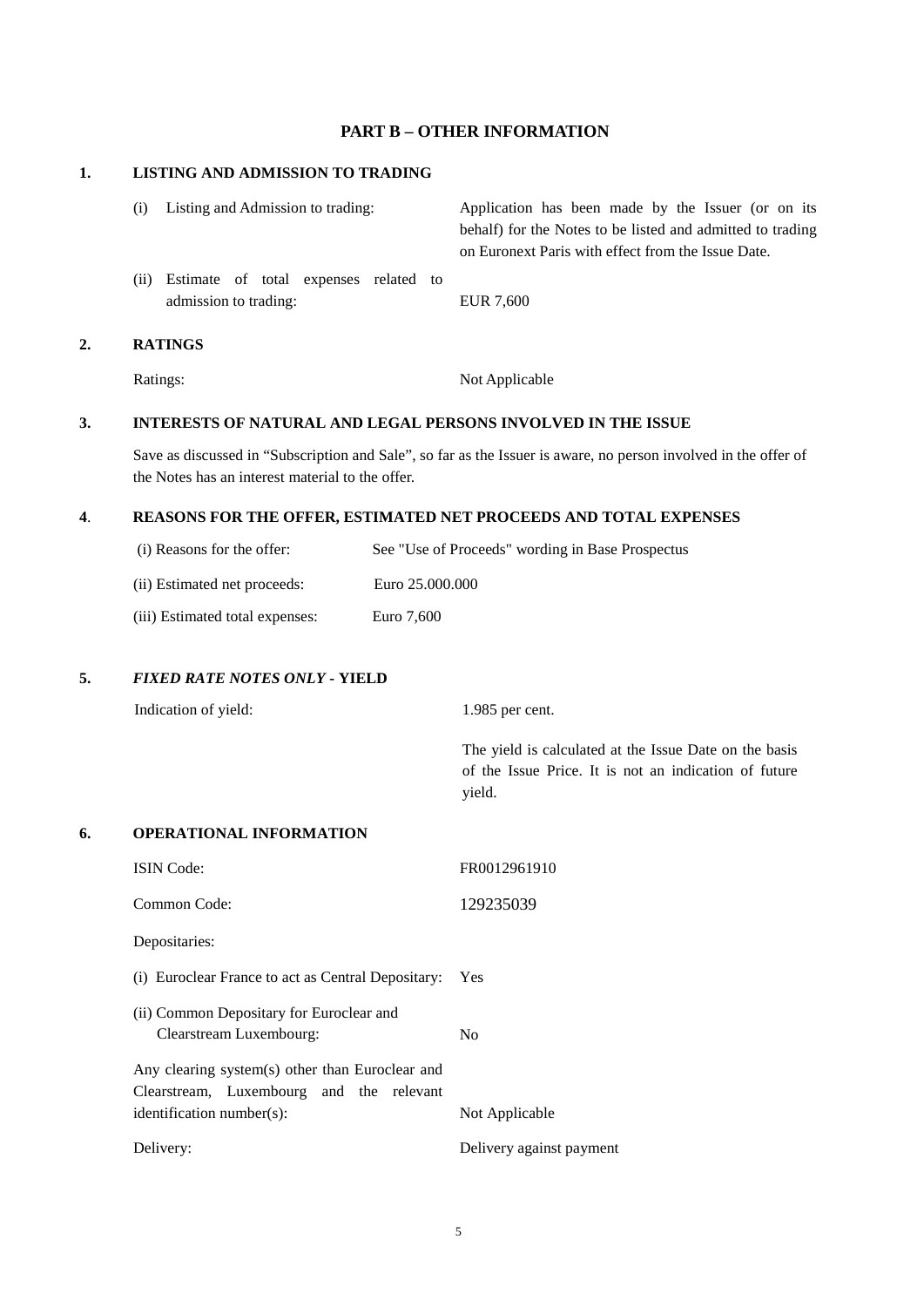## PART B – OTHER INFORMATION

### 1. LISTING AND ADMISSION TO TRADING

| | |
|---|---|
| (i) Listing and Admission to trading: | Application has been made by the Issuer (or on its behalf) for the Notes to be listed and admitted to trading on Euronext Paris with effect from the Issue Date. |
| (ii) Estimate of total expenses related to admission to trading: | EUR 7,600 |

### 2. RATINGS

| | |
|---|---|
| Ratings: | Not Applicable |

### 3. INTERESTS OF NATURAL AND LEGAL PERSONS INVOLVED IN THE ISSUE

Save as discussed in "Subscription and Sale", so far as the Issuer is aware, no person involved in the offer of the Notes has an interest material to the offer.

### 4. REASONS FOR THE OFFER, ESTIMATED NET PROCEEDS AND TOTAL EXPENSES

| | |
|---|---|
| (i) Reasons for the offer: | See "Use of Proceeds" wording in Base Prospectus |
| (ii) Estimated net proceeds: | Euro 25.000.000 |
| (iii) Estimated total expenses: | Euro 7,600 |

### 5. *FIXED RATE NOTES ONLY* - YIELD

| | |
|---|---|
| Indication of yield: | 1.985 per cent. |
| | The yield is calculated at the Issue Date on the basis of the Issue Price. It is not an indication of future yield. |

### 6. OPERATIONAL INFORMATION

| | |
|---|---|
| ISIN Code: | FR0012961910 |
| Common Code: | 129235039 |
| Depositaries: | |
| (i) Euroclear France to act as Central Depositary: | Yes |
| (ii) Common Depositary for Euroclear and Clearstream Luxembourg: | No |
| Any clearing system(s) other than Euroclear and Clearstream, Luxembourg and the relevant identification number(s): | Not Applicable |
| Delivery: | Delivery against payment |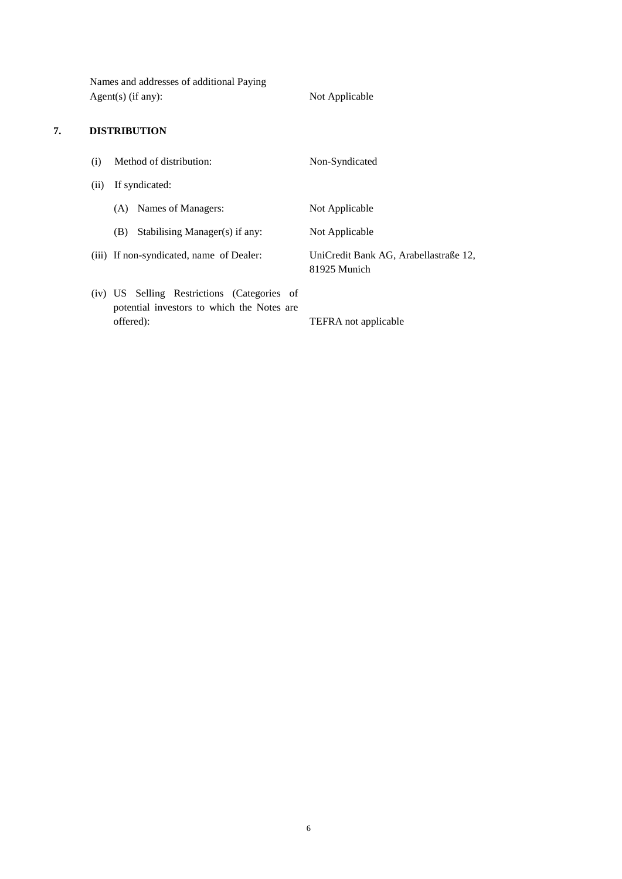Names and addresses of additional Paying Agent(s) (if any): Not Applicable

## 7. DISTRIBUTION

| | |
|---|---|
| (i) Method of distribution: | Non-Syndicated |
| (ii) If syndicated: | |
| (A) Names of Managers: | Not Applicable |
| (B) Stabilising Manager(s) if any: | Not Applicable |
| (iii) If non-syndicated, name of Dealer: | UniCredit Bank AG, Arabellastraße 12, 81925 Munich |
| (iv) US Selling Restrictions (Categories of potential investors to which the Notes are offered): | TEFRA not applicable |